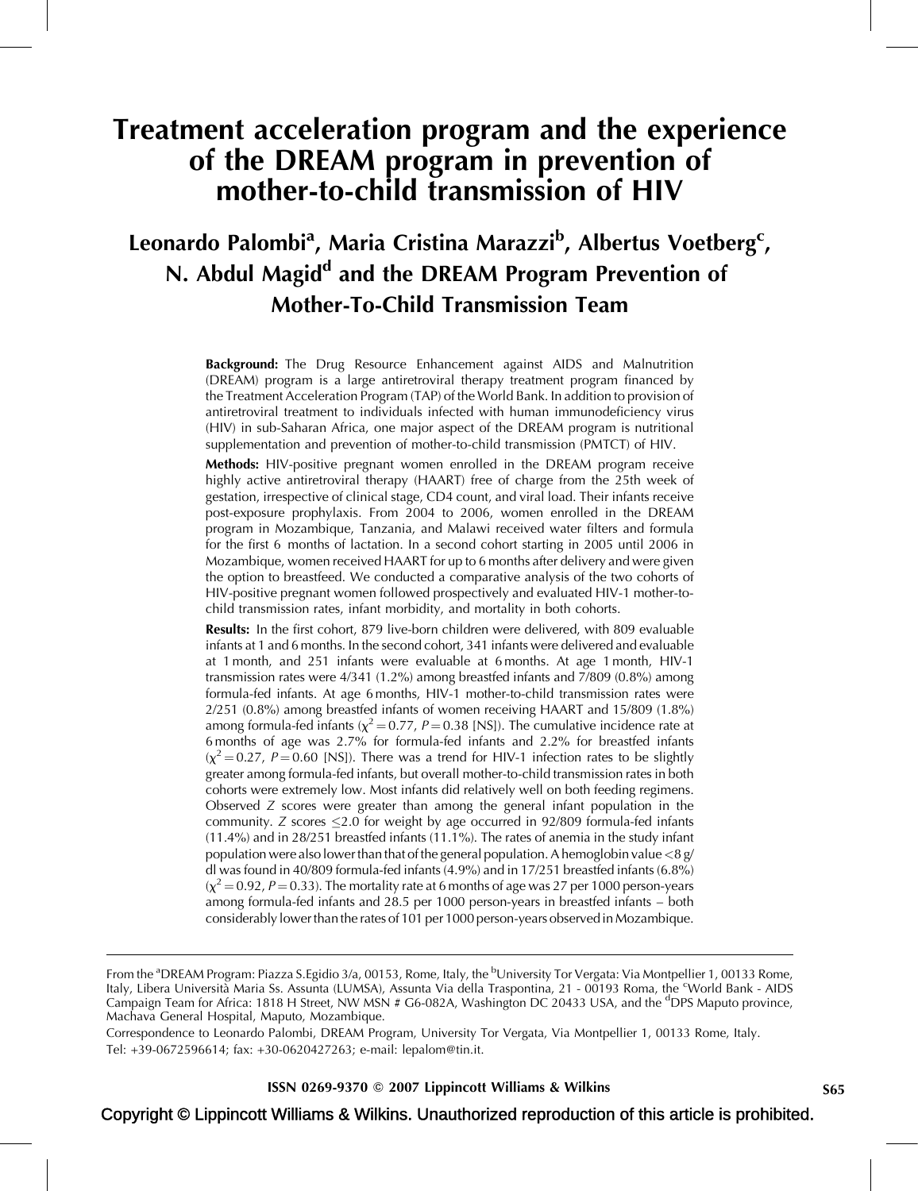# Treatment acceleration program and the experience of the DREAM program in prevention of mother-to-child transmission of HIV

## Leonardo Palombi[a], Maria Cristina Marazzi[b], Albertus Voetberg[c], N. Abdul Magid[d] and the DREAM Program Prevention of Mother-To-Child Transmission Team

**Background:** The Drug Resource Enhancement against AIDS and Malnutrition (DREAM) program is a large antiretroviral therapy treatment program financed by the Treatment Acceleration Program (TAP) of the World Bank. In addition to provision of antiretroviral treatment to individuals infected with human immunodeficiency virus (HIV) in sub-Saharan Africa, one major aspect of the DREAM program is nutritional supplementation and prevention of mother-to-child transmission (PMTCT) of HIV.

**Methods:** HIV-positive pregnant women enrolled in the DREAM program receive highly active antiretroviral therapy (HAART) free of charge from the 25th week of gestation, irrespective of clinical stage, CD4 count, and viral load. Their infants receive post-exposure prophylaxis. From 2004 to 2006, women enrolled in the DREAM program in Mozambique, Tanzania, and Malawi received water filters and formula for the first 6 months of lactation. In a second cohort starting in 2005 until 2006 in Mozambique, women received HAART for up to 6 months after delivery and were given the option to breastfeed. We conducted a comparative analysis of the two cohorts of HIV-positive pregnant women followed prospectively and evaluated HIV-1 mother-to-child transmission rates, infant morbidity, and mortality in both cohorts.

**Results:** In the first cohort, 879 live-born children were delivered, with 809 evaluable infants at 1 and 6 months. In the second cohort, 341 infants were delivered and evaluable at 1 month, and 251 infants were evaluable at 6 months. At age 1 month, HIV-1 transmission rates were 4/341 (1.2%) among breastfed infants and 7/809 (0.8%) among formula-fed infants. At age 6 months, HIV-1 mother-to-child transmission rates were 2/251 (0.8%) among breastfed infants of women receiving HAART and 15/809 (1.8%) among formula-fed infants ($\chi^2 = 0.77$, $P = 0.38$ [NS]). The cumulative incidence rate at 6 months of age was 2.7% for formula-fed infants and 2.2% for breastfed infants ($\chi^2 = 0.27$, $P = 0.60$ [NS]). There was a trend for HIV-1 infection rates to be slightly greater among formula-fed infants, but overall mother-to-child transmission rates in both cohorts were extremely low. Most infants did relatively well on both feeding regimens. Observed *Z* scores were greater than among the general infant population in the community. *Z* scores $\leq 2.0$ for weight by age occurred in 92/809 formula-fed infants (11.4%) and in 28/251 breastfed infants (11.1%). The rates of anemia in the study infant population were also lower than that of the general population. A hemoglobin value <8 g/dl was found in 40/809 formula-fed infants (4.9%) and in 17/251 breastfed infants (6.8%) ($\chi^2 = 0.92$, $P = 0.33$). The mortality rate at 6 months of age was 27 per 1000 person-years among formula-fed infants and 28.5 per 1000 person-years in breastfed infants – both considerably lower than the rates of 101 per 1000 person-years observed in Mozambique.

---

From the [a]DREAM Program: Piazza S.Egidio 3/a, 00153, Rome, Italy, the [b]University Tor Vergata: Via Montpellier 1, 00133 Rome, Italy, Libera Università Maria Ss. Assunta (LUMSA), Assunta Via della Traspontina, 21 - 00193 Roma, the [c]World Bank - AIDS Campaign Team for Africa: 1818 H Street, NW MSN # G6-082A, Washington DC 20433 USA, and the [d]DPS Maputo province, Machava General Hospital, Maputo, Mozambique.

Correspondence to Leonardo Palombi, DREAM Program, University Tor Vergata, Via Montpellier 1, 00133 Rome, Italy.
Tel: +39-0672596614; fax: +30-0620427263; e-mail: lepalom@tin.it.

ISSN 0269-9370 © 2007 Lippincott Williams & Wilkins

Copyright © Lippincott Williams & Wilkins. Unauthorized reproduction of this article is prohibited.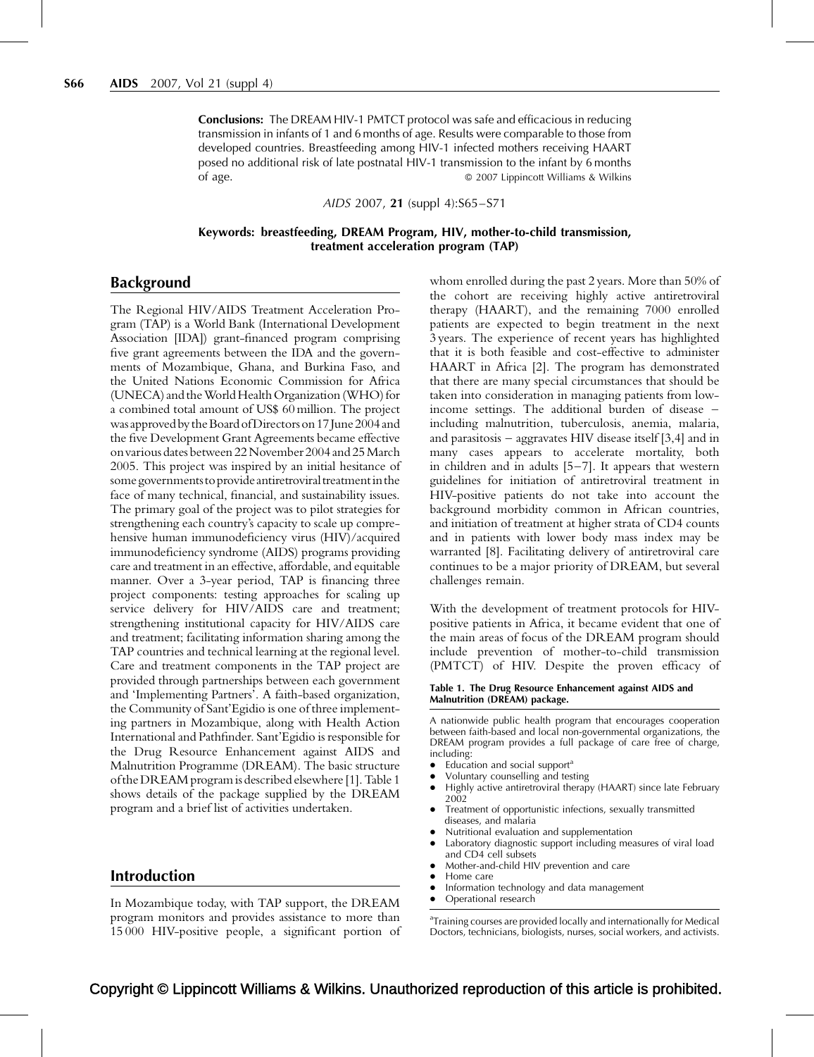**Conclusions:** The DREAM HIV-1 PMTCT protocol was safe and efficacious in reducing transmission in infants of 1 and 6 months of age. Results were comparable to those from developed countries. Breastfeeding among HIV-1 infected mothers receiving HAART posed no additional risk of late postnatal HIV-1 transmission to the infant by 6 months of age. © 2007 Lippincott Williams & Wilkins

*AIDS* 2007, **21** (suppl 4):S65–S71

**Keywords: breastfeeding, DREAM Program, HIV, mother-to-child transmission, treatment acceleration program (TAP)**

## Background

The Regional HIV/AIDS Treatment Acceleration Program (TAP) is a World Bank (International Development Association [IDA]) grant-financed program comprising five grant agreements between the IDA and the governments of Mozambique, Ghana, and Burkina Faso, and the United Nations Economic Commission for Africa (UNECA) and the World Health Organization (WHO) for a combined total amount of US$ 60 million. The project was approved by the Board of Directors on 17 June 2004 and the five Development Grant Agreements became effective on various dates between 22 November 2004 and 25 March 2005. This project was inspired by an initial hesitance of some governments to provide antiretroviral treatment in the face of many technical, financial, and sustainability issues. The primary goal of the project was to pilot strategies for strengthening each country's capacity to scale up comprehensive human immunodeficiency virus (HIV)/acquired immunodeficiency syndrome (AIDS) programs providing care and treatment in an effective, affordable, and equitable manner. Over a 3-year period, TAP is financing three project components: testing approaches for scaling up service delivery for HIV/AIDS care and treatment; strengthening institutional capacity for HIV/AIDS care and treatment; facilitating information sharing among the TAP countries and technical learning at the regional level. Care and treatment components in the TAP project are provided through partnerships between each government and 'Implementing Partners'. A faith-based organization, the Community of Sant'Egidio is one of three implementing partners in Mozambique, along with Health Action International and Pathfinder. Sant'Egidio is responsible for the Drug Resource Enhancement against AIDS and Malnutrition Programme (DREAM). The basic structure of the DREAM program is described elsewhere [1]. Table 1 shows details of the package supplied by the DREAM program and a brief list of activities undertaken.

## Introduction

In Mozambique today, with TAP support, the DREAM program monitors and provides assistance to more than 15 000 HIV-positive people, a significant portion of whom enrolled during the past 2 years. More than 50% of the cohort are receiving highly active antiretroviral therapy (HAART), and the remaining 7000 enrolled patients are expected to begin treatment in the next 3 years. The experience of recent years has highlighted that it is both feasible and cost-effective to administer HAART in Africa [2]. The program has demonstrated that there are many special circumstances that should be taken into consideration in managing patients from low-income settings. The additional burden of disease – including malnutrition, tuberculosis, anemia, malaria, and parasitosis – aggravates HIV disease itself [3,4] and in many cases appears to accelerate mortality, both in children and in adults [5–7]. It appears that western guidelines for initiation of antiretroviral treatment in HIV-positive patients do not take into account the background morbidity common in African countries, and initiation of treatment at higher strata of CD4 counts and in patients with lower body mass index may be warranted [8]. Facilitating delivery of antiretroviral care continues to be a major priority of DREAM, but several challenges remain.

With the development of treatment protocols for HIV-positive patients in Africa, it became evident that one of the main areas of focus of the DREAM program should include prevention of mother-to-child transmission (PMTCT) of HIV. Despite the proven efficacy of

**Table 1. The Drug Resource Enhancement against AIDS and Malnutrition (DREAM) package.**

A nationwide public health program that encourages cooperation between faith-based and local non-governmental organizations, the DREAM program provides a full package of care free of charge, including:

- Education and social support[a]
- Voluntary counselling and testing
- Highly active antiretroviral therapy (HAART) since late February 2002
- Treatment of opportunistic infections, sexually transmitted diseases, and malaria
- Nutritional evaluation and supplementation
- Laboratory diagnostic support including measures of viral load and CD4 cell subsets
- Mother-and-child HIV prevention and care
- Home care
- Information technology and data management
- Operational research

[a]Training courses are provided locally and internationally for Medical Doctors, technicians, biologists, nurses, social workers, and activists.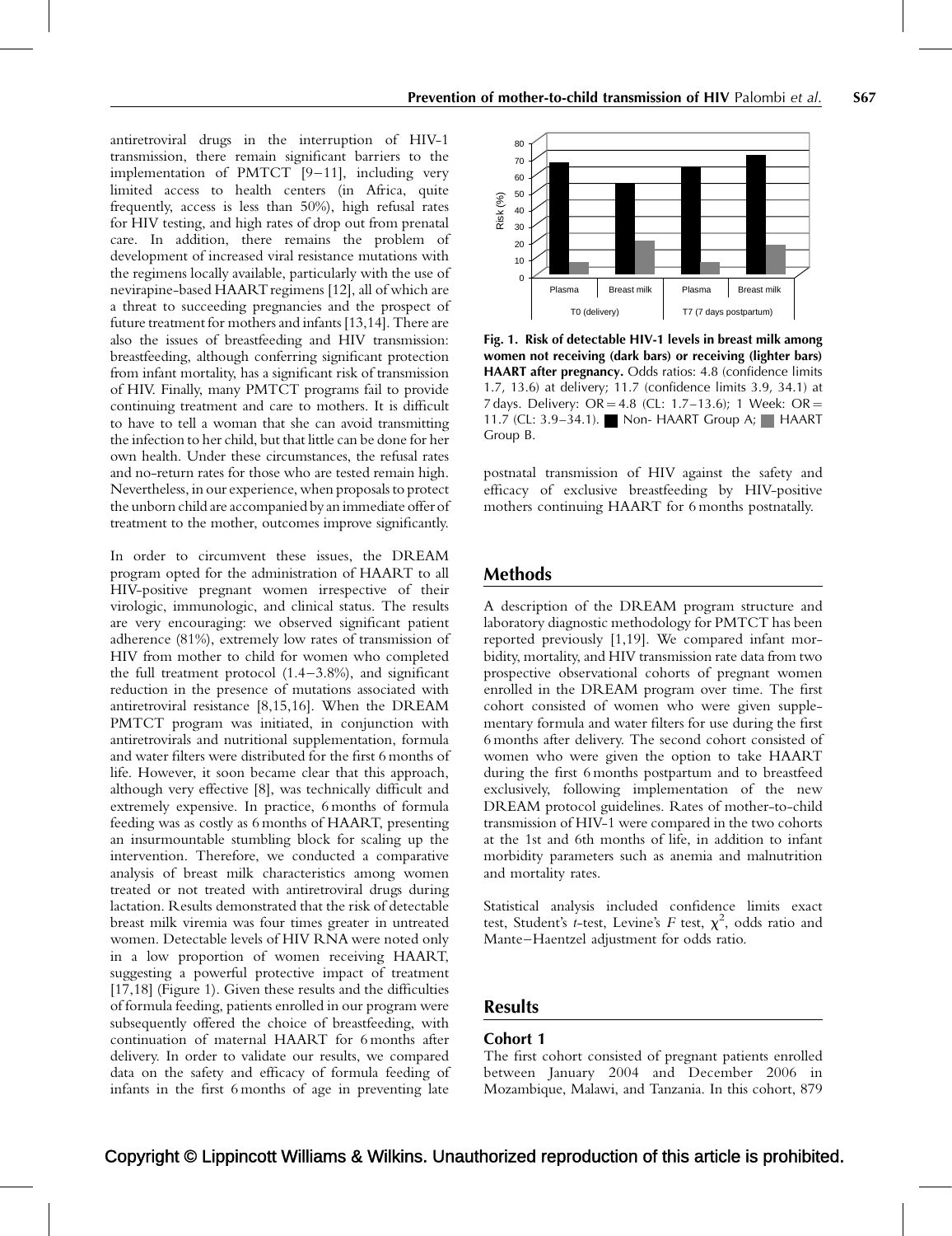antiretroviral drugs in the interruption of HIV-1 transmission, there remain significant barriers to the implementation of PMTCT [9–11], including very limited access to health centers (in Africa, quite frequently, access is less than 50%), high refusal rates for HIV testing, and high rates of drop out from prenatal care. In addition, there remains the problem of development of increased viral resistance mutations with the regimens locally available, particularly with the use of nevirapine-based HAART regimens [12], all of which are a threat to succeeding pregnancies and the prospect of future treatment for mothers and infants [13,14]. There are also the issues of breastfeeding and HIV transmission: breastfeeding, although conferring significant protection from infant mortality, has a significant risk of transmission of HIV. Finally, many PMTCT programs fail to provide continuing treatment and care to mothers. It is difficult to have to tell a woman that she can avoid transmitting the infection to her child, but that little can be done for her own health. Under these circumstances, the refusal rates and no-return rates for those who are tested remain high. Nevertheless, in our experience, when proposals to protect the unborn child are accompanied by an immediate offer of treatment to the mother, outcomes improve significantly.

In order to circumvent these issues, the DREAM program opted for the administration of HAART to all HIV-positive pregnant women irrespective of their virologic, immunologic, and clinical status. The results are very encouraging: we observed significant patient adherence (81%), extremely low rates of transmission of HIV from mother to child for women who completed the full treatment protocol (1.4–3.8%), and significant reduction in the presence of mutations associated with antiretroviral resistance [8,15,16]. When the DREAM PMTCT program was initiated, in conjunction with antiretrovirals and nutritional supplementation, formula and water filters were distributed for the first 6 months of life. However, it soon became clear that this approach, although very effective [8], was technically difficult and extremely expensive. In practice, 6 months of formula feeding was as costly as 6 months of HAART, presenting an insurmountable stumbling block for scaling up the intervention. Therefore, we conducted a comparative analysis of breast milk characteristics among women treated or not treated with antiretroviral drugs during lactation. Results demonstrated that the risk of detectable breast milk viremia was four times greater in untreated women. Detectable levels of HIV RNA were noted only in a low proportion of women receiving HAART, suggesting a powerful protective impact of treatment [17,18] (Figure 1). Given these results and the difficulties of formula feeding, patients enrolled in our program were subsequently offered the choice of breastfeeding, with continuation of maternal HAART for 6 months after delivery. In order to validate our results, we compared data on the safety and efficacy of formula feeding of infants in the first 6 months of age in preventing late postnatal transmission of HIV against the safety and efficacy of exclusive breastfeeding by HIV-positive mothers continuing HAART for 6 months postnatally.

**Fig. 1. Risk of detectable HIV-1 levels in breast milk among women not receiving (dark bars) or receiving (lighter bars) HAART after pregnancy.** Odds ratios: 4.8 (confidence limits 1.7, 13.6) at delivery; 11.7 (confidence limits 3.9, 34.1) at 7 days. Delivery: OR = 4.8 (CL: 1.7–13.6); 1 Week: OR = 11.7 (CL: 3.9–34.1). ■ Non- HAART Group A; ■ HAART Group B.

## Methods

A description of the DREAM program structure and laboratory diagnostic methodology for PMTCT has been reported previously [1,19]. We compared infant morbidity, mortality, and HIV transmission rate data from two prospective observational cohorts of pregnant women enrolled in the DREAM program over time. The first cohort consisted of women who were given supplementary formula and water filters for use during the first 6 months after delivery. The second cohort consisted of women who were given the option to take HAART during the first 6 months postpartum and to breastfeed exclusively, following implementation of the new DREAM protocol guidelines. Rates of mother-to-child transmission of HIV-1 were compared in the two cohorts at the 1st and 6th months of life, in addition to infant morbidity parameters such as anemia and malnutrition and mortality rates.

Statistical analysis included confidence limits exact test, Student's *t*-test, Levine's *F* test, $\chi^2$, odds ratio and Mante–Haentzel adjustment for odds ratio.

## Results

### Cohort 1

The first cohort consisted of pregnant patients enrolled between January 2004 and December 2006 in Mozambique, Malawi, and Tanzania. In this cohort, 879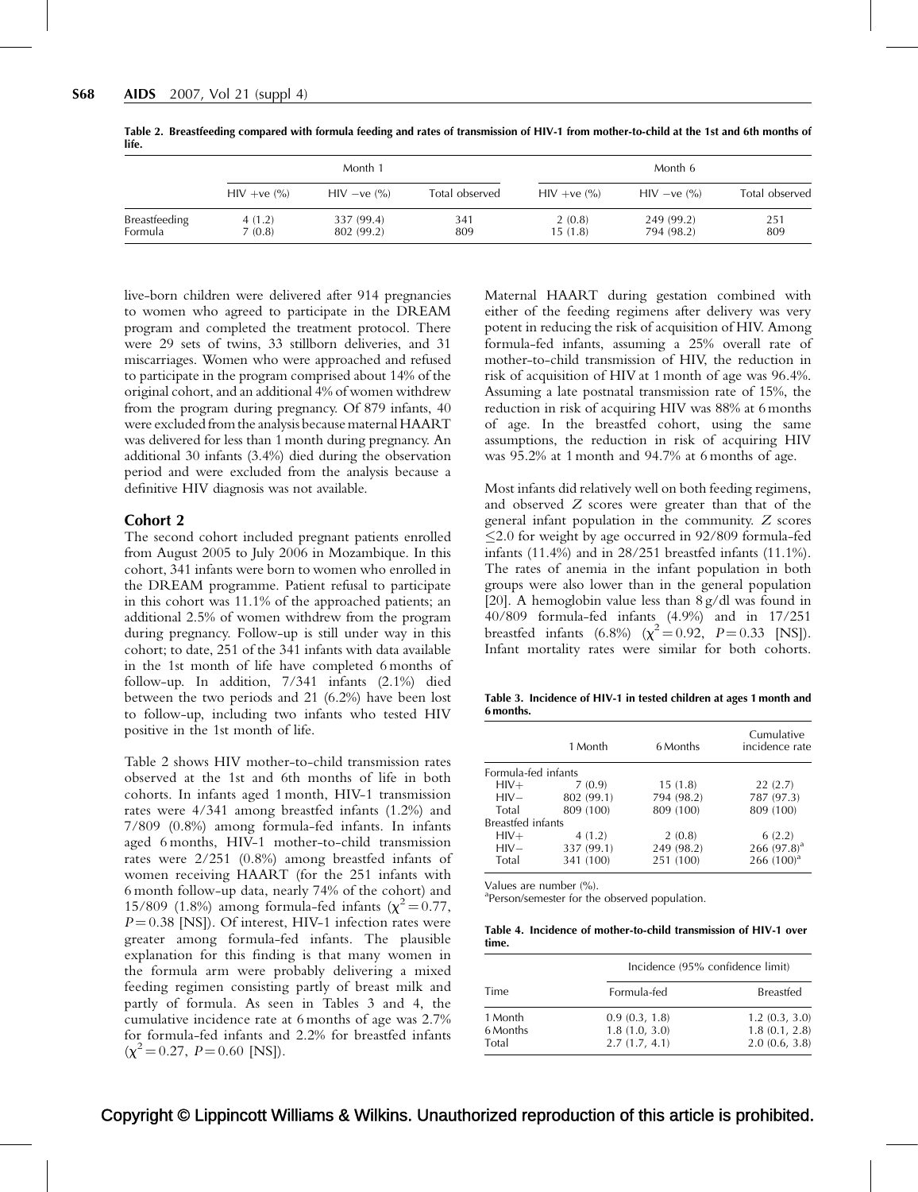**Table 2. Breastfeeding compared with formula feeding and rates of transmission of HIV-1 from mother-to-child at the 1st and 6th months of life.**

| | Month 1 | | | Month 6 | | |
|---|---|---|---|---|---|---|
| | HIV +ve (%) | HIV −ve (%) | Total observed | HIV +ve (%) | HIV −ve (%) | Total observed |
| Breastfeeding | 4 (1.2) | 337 (99.4) | 341 | 2 (0.8) | 249 (99.2) | 251 |
| Formula | 7 (0.8) | 802 (99.2) | 809 | 15 (1.8) | 794 (98.2) | 809 |

live-born children were delivered after 914 pregnancies to women who agreed to participate in the DREAM program and completed the treatment protocol. There were 29 sets of twins, 33 stillborn deliveries, and 31 miscarriages. Women who were approached and refused to participate in the program comprised about 14% of the original cohort, and an additional 4% of women withdrew from the program during pregnancy. Of 879 infants, 40 were excluded from the analysis because maternal HAART was delivered for less than 1 month during pregnancy. An additional 30 infants (3.4%) died during the observation period and were excluded from the analysis because a definitive HIV diagnosis was not available.

## Cohort 2

The second cohort included pregnant patients enrolled from August 2005 to July 2006 in Mozambique. In this cohort, 341 infants were born to women who enrolled in the DREAM programme. Patient refusal to participate in this cohort was 11.1% of the approached patients; an additional 2.5% of women withdrew from the program during pregnancy. Follow-up is still under way in this cohort; to date, 251 of the 341 infants with data available in the 1st month of life have completed 6 months of follow-up. In addition, 7/341 infants (2.1%) died between the two periods and 21 (6.2%) have been lost to follow-up, including two infants who tested HIV positive in the 1st month of life.

Table 2 shows HIV mother-to-child transmission rates observed at the 1st and 6th months of life in both cohorts. In infants aged 1 month, HIV-1 transmission rates were 4/341 among breastfed infants (1.2%) and 7/809 (0.8%) among formula-fed infants. In infants aged 6 months, HIV-1 mother-to-child transmission rates were 2/251 (0.8%) among breastfed infants of women receiving HAART (for the 251 infants with 6 month follow-up data, nearly 74% of the cohort) and 15/809 (1.8%) among formula-fed infants ($\chi^2 = 0.77$, $P = 0.38$ [NS]). Of interest, HIV-1 infection rates were greater among formula-fed infants. The plausible explanation for this finding is that many women in the formula arm were probably delivering a mixed feeding regimen consisting partly of breast milk and partly of formula. As seen in Tables 3 and 4, the cumulative incidence rate at 6 months of age was 2.7% for formula-fed infants and 2.2% for breastfed infants ($\chi^2 = 0.27$, $P = 0.60$ [NS]).

Maternal HAART during gestation combined with either of the feeding regimens after delivery was very potent in reducing the risk of acquisition of HIV. Among formula-fed infants, assuming a 25% overall rate of mother-to-child transmission of HIV, the reduction in risk of acquisition of HIV at 1 month of age was 96.4%. Assuming a late postnatal transmission rate of 15%, the reduction in risk of acquiring HIV was 88% at 6 months of age. In the breastfed cohort, using the same assumptions, the reduction in risk of acquiring HIV was 95.2% at 1 month and 94.7% at 6 months of age.

Most infants did relatively well on both feeding regimens, and observed $Z$ scores were greater than that of the general infant population in the community. $Z$ scores $\leq 2.0$ for weight by age occurred in 92/809 formula-fed infants (11.4%) and in 28/251 breastfed infants (11.1%). The rates of anemia in the infant population in both groups were also lower than in the general population [20]. A hemoglobin value less than 8 g/dl was found in 40/809 formula-fed infants (4.9%) and in 17/251 breastfed infants (6.8%) ($\chi^2 = 0.92$, $P = 0.33$ [NS]). Infant mortality rates were similar for both cohorts.

**Table 3. Incidence of HIV-1 in tested children at ages 1 month and 6 months.**

| | 1 Month | 6 Months | Cumulative incidence rate |
|---|---|---|---|
| Formula-fed infants | | | |
| HIV+ | 7 (0.9) | 15 (1.8) | 22 (2.7) |
| HIV− | 802 (99.1) | 794 (98.2) | 787 (97.3) |
| Total | 809 (100) | 809 (100) | 809 (100) |
| Breastfed infants | | | |
| HIV+ | 4 (1.2) | 2 (0.8) | 6 (2.2) |
| HIV− | 337 (99.1) | 249 (98.2) | 266 (97.8)[a] |
| Total | 341 (100) | 251 (100) | 266 (100)[a] |

Values are number (%).
[a]Person/semester for the observed population.

**Table 4. Incidence of mother-to-child transmission of HIV-1 over time.**

| | Incidence (95% confidence limit) | |
|---|---|---|
| Time | Formula-fed | Breastfed |
| 1 Month | 0.9 (0.3, 1.8) | 1.2 (0.3, 3.0) |
| 6 Months | 1.8 (1.0, 3.0) | 1.8 (0.1, 2.8) |
| Total | 2.7 (1.7, 4.1) | 2.0 (0.6, 3.8) |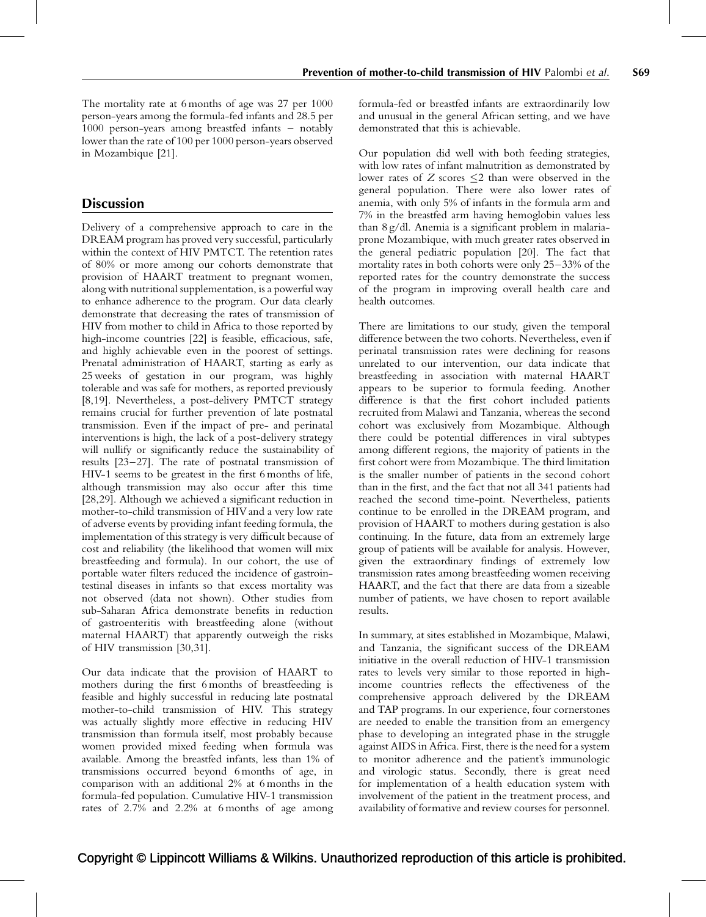The mortality rate at 6 months of age was 27 per 1000 person-years among the formula-fed infants and 28.5 per 1000 person-years among breastfed infants – notably lower than the rate of 100 per 1000 person-years observed in Mozambique [21].

## Discussion

Delivery of a comprehensive approach to care in the DREAM program has proved very successful, particularly within the context of HIV PMTCT. The retention rates of 80% or more among our cohorts demonstrate that provision of HAART treatment to pregnant women, along with nutritional supplementation, is a powerful way to enhance adherence to the program. Our data clearly demonstrate that decreasing the rates of transmission of HIV from mother to child in Africa to those reported by high-income countries [22] is feasible, efficacious, safe, and highly achievable even in the poorest of settings. Prenatal administration of HAART, starting as early as 25 weeks of gestation in our program, was highly tolerable and was safe for mothers, as reported previously [8,19]. Nevertheless, a post-delivery PMTCT strategy remains crucial for further prevention of late postnatal transmission. Even if the impact of pre- and perinatal interventions is high, the lack of a post-delivery strategy will nullify or significantly reduce the sustainability of results [23–27]. The rate of postnatal transmission of HIV-1 seems to be greatest in the first 6 months of life, although transmission may also occur after this time [28,29]. Although we achieved a significant reduction in mother-to-child transmission of HIV and a very low rate of adverse events by providing infant feeding formula, the implementation of this strategy is very difficult because of cost and reliability (the likelihood that women will mix breastfeeding and formula). In our cohort, the use of portable water filters reduced the incidence of gastrointestinal diseases in infants so that excess mortality was not observed (data not shown). Other studies from sub-Saharan Africa demonstrate benefits in reduction of gastroenteritis with breastfeeding alone (without maternal HAART) that apparently outweigh the risks of HIV transmission [30,31].

Our data indicate that the provision of HAART to mothers during the first 6 months of breastfeeding is feasible and highly successful in reducing late postnatal mother-to-child transmission of HIV. This strategy was actually slightly more effective in reducing HIV transmission than formula itself, most probably because women provided mixed feeding when formula was available. Among the breastfed infants, less than 1% of transmissions occurred beyond 6 months of age, in comparison with an additional 2% at 6 months in the formula-fed population. Cumulative HIV-1 transmission rates of 2.7% and 2.2% at 6 months of age among formula-fed or breastfed infants are extraordinarily low and unusual in the general African setting, and we have demonstrated that this is achievable.

Our population did well with both feeding strategies, with low rates of infant malnutrition as demonstrated by lower rates of $Z$ scores $\leq 2$ than were observed in the general population. There were also lower rates of anemia, with only 5% of infants in the formula arm and 7% in the breastfed arm having hemoglobin values less than 8 g/dl. Anemia is a significant problem in malaria-prone Mozambique, with much greater rates observed in the general pediatric population [20]. The fact that mortality rates in both cohorts were only 25–33% of the reported rates for the country demonstrate the success of the program in improving overall health care and health outcomes.

There are limitations to our study, given the temporal difference between the two cohorts. Nevertheless, even if perinatal transmission rates were declining for reasons unrelated to our intervention, our data indicate that breastfeeding in association with maternal HAART appears to be superior to formula feeding. Another difference is that the first cohort included patients recruited from Malawi and Tanzania, whereas the second cohort was exclusively from Mozambique. Although there could be potential differences in viral subtypes among different regions, the majority of patients in the first cohort were from Mozambique. The third limitation is the smaller number of patients in the second cohort than in the first, and the fact that not all 341 patients had reached the second time-point. Nevertheless, patients continue to be enrolled in the DREAM program, and provision of HAART to mothers during gestation is also continuing. In the future, data from an extremely large group of patients will be available for analysis. However, given the extraordinary findings of extremely low transmission rates among breastfeeding women receiving HAART, and the fact that there are data from a sizeable number of patients, we have chosen to report available results.

In summary, at sites established in Mozambique, Malawi, and Tanzania, the significant success of the DREAM initiative in the overall reduction of HIV-1 transmission rates to levels very similar to those reported in high-income countries reflects the effectiveness of the comprehensive approach delivered by the DREAM and TAP programs. In our experience, four cornerstones are needed to enable the transition from an emergency phase to developing an integrated phase in the struggle against AIDS in Africa. First, there is the need for a system to monitor adherence and the patient's immunologic and virologic status. Secondly, there is great need for implementation of a health education system with involvement of the patient in the treatment process, and availability of formative and review courses for personnel.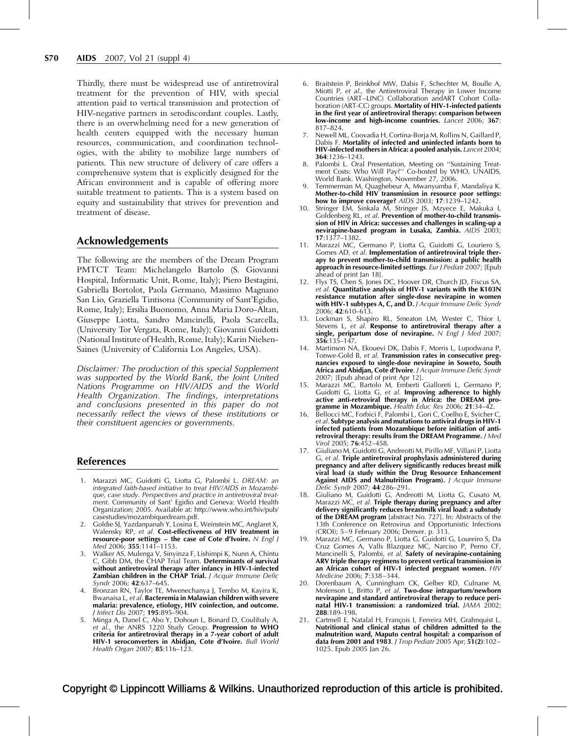Thirdly, there must be widespread use of antiretroviral treatment for the prevention of HIV, with special attention paid to vertical transmission and protection of HIV-negative partners in serodiscordant couples. Lastly, there is an overwhelming need for a new generation of health centers equipped with the necessary human resources, communication, and coordination technologies, with the ability to mobilize large numbers of patients. This new structure of delivery of care offers a comprehensive system that is explicitly designed for the African environment and is capable of offering more suitable treatment to patients. This is a system based on equity and sustainability that strives for prevention and treatment of disease.

## Acknowledgements

The following are the members of the Dream Program PMTCT Team: Michelangelo Bartolo (S. Giovanni Hospital, Informatic Unit, Rome, Italy); Piero Bestagini, Gabriella Bortolot, Paola Germano, Massimo Magnano San Lio, Graziella Tintisona (Community of Sant'Egidio, Rome, Italy); Ersilia Buonomo, Anna Maria Doro-Altan, Giuseppe Liotta, Sandro Mancinelli, Paola Scarcella, (University Tor Vergata, Rome, Italy); Giovanni Guidotti (National Institute of Health, Rome, Italy); Karin Nielsen-Saines (University of California Los Angeles, USA).

*Disclaimer: The production of this special Supplement was supported by the World Bank, the Joint United Nations Programme on HIV/AIDS and the World Health Organization. The findings, interpretations and conclusions presented in this paper do not necessarily reflect the views of these institutions or their constituent agencies or governments.*

## References

1. Marazzi MC, Guidotti G, Liotta G, Palombi L. *DREAM: an integrated faith-based initiative to treat HIV/AIDS in Mozambique, case study. Perspectives and practice in antiretroviral treatment*. Community of Sant' Egidio and Geneva: World Health Organization; 2005. Available at: http://www.who.int/hiv/pub/casestudies/mozambiquedream.pdf.
2. Goldie SJ, Yazdanpanah Y, Losina E, Weinstein MC, Anglaret X, Walensky RP, *et al*. **Cost-effectiveness of HIV treatment in resource-poor settings – the case of Cote d'Ivoire.** *N Engl J Med* 2006; **355**:1141–1153.
3. Walker AS, Mulenga V, Sinyinza F, Lishimpi K, Nunn A, Chintu C, Gibb DM, the CHAP Trial Team. **Determinants of survival without antiretroviral therapy after infancy in HIV-1-infected Zambian children in the CHAP Trial.** *J Acquir Immune Defic Syndr* 2006; **42**:637–645.
4. Bronzan RN, Taylor TE, Mwenechanya J, Tembo M, Kayira K, Bwanaisa L, *et al*. **Bacteremia in Malawian children with severe malaria: prevalence, etiology, HIV coinfection, and outcome.** *J Infect Dis* 2007; **195**:895–904.
5. Minga A, Danel C, Abo Y, Dohoun L, Bonard D, Coulibaly A, *et al*., the ANRS 1220 Study Group. **Progression to WHO criteria for antiretroviral therapy in a 7-year cohort of adult HIV-1 seroconverters in Abidjan, Cote d'Ivoire.** *Bull World Health Organ* 2007; **85**:116–123.
6. Braitstein P, Brinkhof MW, Dabis F, Schechter M, Boulle A, Miotti P, *et al*., the Antiretroviral Therapy in Lower Income Countries (ART–LINC) Collaboration andART Cohort Collaboration (ART-CC) groups. **Mortality of HIV-1-infected patients in the first year of antiretroviral therapy: comparison between low-income and high-income countries.** *Lancet* 2006; **367**: 817–824.
7. Newell ML, Coovadia H, Cortina-Borja M, Rollins N, Gaillard P, Dabis F. **Mortality of infected and uninfected infants born to HIV-infected mothers in Africa: a pooled analysis.** *Lancet* 2004; **364**:1236–1243.
8. Palombi L. Oral Presentation, Meeting on ''Sustaining Treatment Costs: Who Will Pay?'' Co-hosted by WHO, UNAIDS, World Bank. Washington, November 27, 2006.
9. Temmerman M, Quaghebeur A, Mwanyumba F, Mandaliya K. **Mother-to-child HIV transmission in resource poor settings: how to improve coverage?** *AIDS* 2003; **17**:1239–1242.
10. Stringer EM, Sinkala M, Stringer JS, Mzyece E, Makuka I, Goldenberg RL, *et al*. **Prevention of mother-to-child transmission of HIV in Africa: successes and challenges in scaling-up a nevirapine-based program in Lusaka, Zambia.** *AIDS* 2003; **17**:1377–1382.
11. Marazzi MC, Germano P, Liotta G, Guidotti G, Louriero S, Gomes AD, *et al*. **Implementation of antiretroviral triple therapy to prevent mother-to-child transmission: a public health approach in resource-limited settings**. *Eur J Pediatr* 2007; [Epub ahead of print Jan 18].
12. Flys TS, Chen S, Jones DC, Hoover DR, Church JD, Fiscus SA, *et al*. **Quantitative analysis of HIV-1 variants with the K103N resistance mutation after single-dose nevirapine in women with HIV-1 subtypes A, C, and D.** *J Acquir Immune Defic Syndr* 2006; **42**:610–613.
13. Lockman S, Shapiro RL, Smeaton LM, Wester C, Thior I, Stevens L, *et al*. **Response to antiretroviral therapy after a single, peripartum dose of nevirapine.** *N Engl J Med* 2007; **356**:135–147.
14. Martinson NA, Ekouevi DK, Dabis F, Morris L, Lupodwana P, Tonwe-Gold B, *et al*. **Transmission rates in consecutive pregnancies exposed to single-dose nevirapine in Soweto, South Africa and Abidjan, Cote d'Ivoire**. *J Acquir Immune Defic Syndr* 2007; [Epub ahead of print Apr 12].
15. Marazzi MC, Bartolo M, Emberti Gialloreti L, Germano P, Guidotti G, Liotta G, *et al*. **Improving adherence to highly active anti-retroviral therapy in Africa: the DREAM programme in Mozambique.** *Health Educ Res* 2006; **21**:34–42.
16. Bellocci MC, Forbici F, Palombi L, Gori C, Coelho E, Svicher C, *et al*. **Subtype analysis and mutations to antiviral drugs in HIV-1 infected patients from Mozambique before initiation of antiretroviral therapy: results from the DREAM Programme.** *J Med Virol* 2005; **76**:452–458.
17. Giuliano M, Guidotti G, Andreotti M, Pirillo MF, Villani P, Liotta G, *et al*. **Triple antiretroviral prophylaxis administered during pregnancy and after delivery significantly reduces breast milk viral load (a study within the Drug Resource Enhancement Against AIDS and Malnutrition Program).** *J Acquir Immune Defic Syndr* 2007; **44**:286–291.
18. Giuliano M, Guidotti G, Andreotti M, Liotta G, Cusato M, Marazzi MC, *et al*. **Triple therapy during pregnancy and after delivery significantly reduces breastmilk viral load: a substudy of the DREAM program** [abstract No. 727]. In: Abstracts of the 13th Conference on Retrovirus and Opportunistic Infections (CROI); 5–9 February 2006; Denver. p. 313.
19. Marazzi MC, Germano P, Liotta G, Guidotti G, Loureiro S, Da Cruz Gomes A, Valls Blazquez MC, Narciso P, Perno CF, Mancinelli S, Palombi, *et al*. **Safety of nevirapine-containing ARV triple therapy regimens to prevent vertical transmission in an African cohort of HIV-1 infected pregnant women.** *HIV Medicine* 2006; **7**:338–344.
20. Dorenbaum A, Cunningham CK, Gelber RD, Culnane M, Mofenson L, Britto P, *et al*. **Two-dose intrapartum/newborn nevirapine and standard antiretroviral therapy to reduce perinatal HIV-1 transmission: a randomized trial.** *JAMA* 2002; **288**:189–198.
21. Cartmell E, Natalal H, François I, Ferreira MH, Grahnquist L. **Nutritional and clinical status of children admitted to the malnutrition ward, Maputo central hospital: a comparison of data from 2001 and 1983**. *J Trop Pediatr* 2005 Apr; **51(2)**:102–1025. Epub 2005 Jan 26.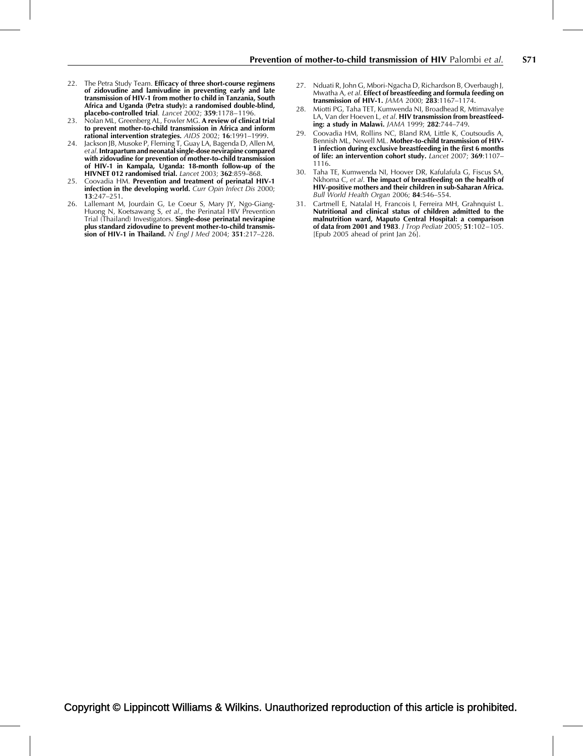22. The Petra Study Team. **Efficacy of three short-course regimens of zidovudine and lamivudine in preventing early and late transmission of HIV-1 from mother to child in Tanzania, South Africa and Uganda (Petra study): a randomised double-blind, placebo-controlled trial**. *Lancet* 2002; **359**:1178–1196.
23. Nolan ML, Greenberg AL, Fowler MG. **A review of clinical trial to prevent mother-to-child transmission in Africa and inform rational intervention strategies.** *AIDS* 2002; **16**:1991–1999.
24. Jackson JB, Musoke P, Fleming T, Guay LA, Bagenda D, Allen M, *et al*. **Intrapartum and neonatal single-dose nevirapine compared with zidovudine for prevention of mother-to-child transmission of HIV-1 in Kampala, Uganda: 18-month follow-up of the HIVNET 012 randomised trial.** *Lancet* 2003; **362**:859–868.
25. Coovadia HM. **Prevention and treatment of perinatal HIV-1 infection in the developing world.** *Curr Opin Infect Dis* 2000; **13**:247–251.
26. Lallemant M, Jourdain G, Le Coeur S, Mary JY, Ngo-Giang-Huong N, Koetsawang S, *et al*., the Perinatal HIV Prevention Trial (Thailand) Investigators. **Single-dose perinatal nevirapine plus standard zidovudine to prevent mother-to-child transmission of HIV-1 in Thailand.** *N Engl J Med* 2004; **351**:217–228.
27. Nduati R, John G, Mbori-Ngacha D, Richardson B, Overbaugh J, Mwatha A, *et al*. **Effect of breastfeeding and formula feeding on transmission of HIV-1.** *JAMA* 2000; **283**:1167–1174.
28. Miotti PG, Taha TET, Kumwenda NI, Broadhead R, Mtimavalye LA, Van der Hoeven L, *et al*. **HIV transmission from breastfeeding: a study in Malawi.** *JAMA* 1999; **282**:744–749.
29. Coovadia HM, Rollins NC, Bland RM, Little K, Coutsoudis A, Bennish ML, Newell ML. **Mother-to-child transmission of HIV-1 infection during exclusive breastfeeding in the first 6 months of life: an intervention cohort study.** *Lancet* 2007; **369**:1107–1116.
30. Taha TE, Kumwenda NI, Hoover DR, Kafulafula G, Fiscus SA, Nkhoma C, *et al*. **The impact of breastfeeding on the health of HIV-positive mothers and their children in sub-Saharan Africa.** *Bull World Health Organ* 2006; **84**:546–554.
31. Cartmell E, Natalal H, Francois I, Ferreira MH, Grahnquist L. **Nutritional and clinical status of children admitted to the malnutrition ward, Maputo Central Hospital: a comparison of data from 2001 and 1983**. *J Trop Pediatr* 2005; **51**:102–105. [Epub 2005 ahead of print Jan 26].